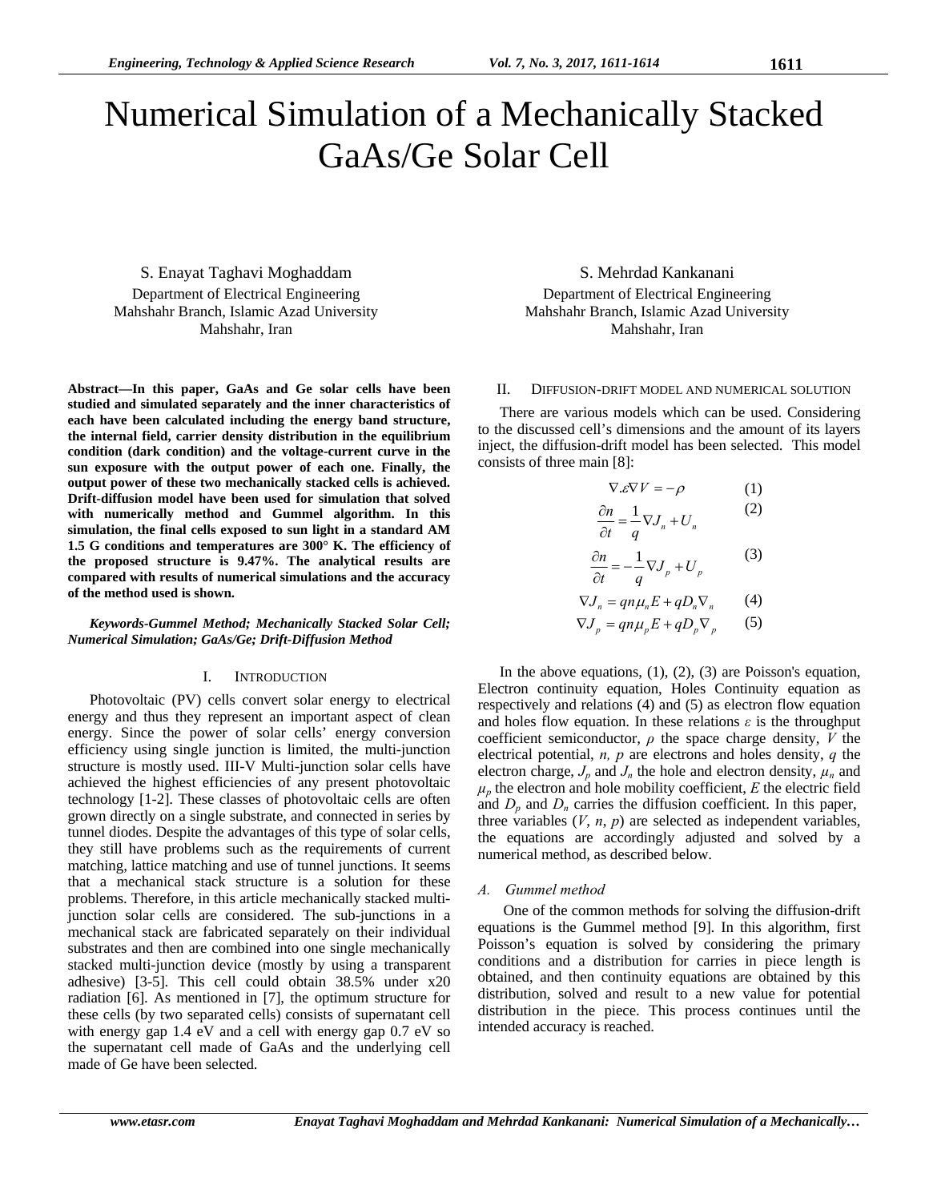# Numerical Simulation of a Mechanically Stacked GaAs/Ge Solar Cell

S. Enayat Taghavi Moghaddam
Department of Electrical Engineering
Mahshahr Branch, Islamic Azad University
Mahshahr, Iran

S. Mehrdad Kankanani
Department of Electrical Engineering
Mahshahr Branch, Islamic Azad University
Mahshahr, Iran

***Abstract*—In this paper, GaAs and Ge solar cells have been studied and simulated separately and the inner characteristics of each have been calculated including the energy band structure, the internal field, carrier density distribution in the equilibrium condition (dark condition) and the voltage-current curve in the sun exposure with the output power of each one. Finally, the output power of these two mechanically stacked cells is achieved. Drift-diffusion model have been used for simulation that solved with numerically method and Gummel algorithm. In this simulation, the final cells exposed to sun light in a standard AM 1.5 G conditions and temperatures are 300° K. The efficiency of the proposed structure is 9.47%. The analytical results are compared with results of numerical simulations and the accuracy of the method used is shown.**

***Keywords-Gummel Method; Mechanically Stacked Solar Cell; Numerical Simulation; GaAs/Ge; Drift-Diffusion Method***

## I. INTRODUCTION

Photovoltaic (PV) cells convert solar energy to electrical energy and thus they represent an important aspect of clean energy. Since the power of solar cells' energy conversion efficiency using single junction is limited, the multi-junction structure is mostly used. III-V Multi-junction solar cells have achieved the highest efficiencies of any present photovoltaic technology [1-2]. These classes of photovoltaic cells are often grown directly on a single substrate, and connected in series by tunnel diodes. Despite the advantages of this type of solar cells, they still have problems such as the requirements of current matching, lattice matching and use of tunnel junctions. It seems that a mechanical stack structure is a solution for these problems. Therefore, in this article mechanically stacked multi-junction solar cells are considered. The sub-junctions in a mechanical stack are fabricated separately on their individual substrates and then are combined into one single mechanically stacked multi-junction device (mostly by using a transparent adhesive) [3-5]. This cell could obtain 38.5% under x20 radiation [6]. As mentioned in [7], the optimum structure for these cells (by two separated cells) consists of supernatant cell with energy gap 1.4 eV and a cell with energy gap 0.7 eV so the supernatant cell made of GaAs and the underlying cell made of Ge have been selected.

## II. DIFFUSION-DRIFT MODEL AND NUMERICAL SOLUTION

There are various models which can be used. Considering to the discussed cell's dimensions and the amount of its layers inject, the diffusion-drift model has been selected. This model consists of three main [8]:

$$\nabla.\varepsilon\nabla V = -\rho \quad (1)$$

$$\frac{\partial n}{\partial t} = \frac{1}{q}\nabla J_n + U_n \quad (2)$$

$$\frac{\partial n}{\partial t} = -\frac{1}{q}\nabla J_p + U_p \quad (3)$$

$$\nabla J_n = qn\mu_n E + qD_n\nabla_n \quad (4)$$

$$\nabla J_p = qn\mu_p E + qD_p\nabla_p \quad (5)$$

In the above equations, (1), (2), (3) are Poisson's equation, Electron continuity equation, Holes Continuity equation as respectively and relations (4) and (5) as electron flow equation and holes flow equation. In these relations $\varepsilon$ is the throughput coefficient semiconductor, $\rho$ the space charge density, $V$ the electrical potential, $n$, $p$ are electrons and holes density, $q$ the electron charge, $J_p$ and $J_n$ the hole and electron density, $\mu_n$ and $\mu_p$ the electron and hole mobility coefficient, $E$ the electric field and $D_p$ and $D_n$ carries the diffusion coefficient. In this paper, three variables ($V$, $n$, $p$) are selected as independent variables, the equations are accordingly adjusted and solved by a numerical method, as described below.

### *A. Gummel method*

One of the common methods for solving the diffusion-drift equations is the Gummel method [9]. In this algorithm, first Poisson's equation is solved by considering the primary conditions and a distribution for carries in piece length is obtained, and then continuity equations are obtained by this distribution, solved and result to a new value for potential distribution in the piece. This process continues until the intended accuracy is reached.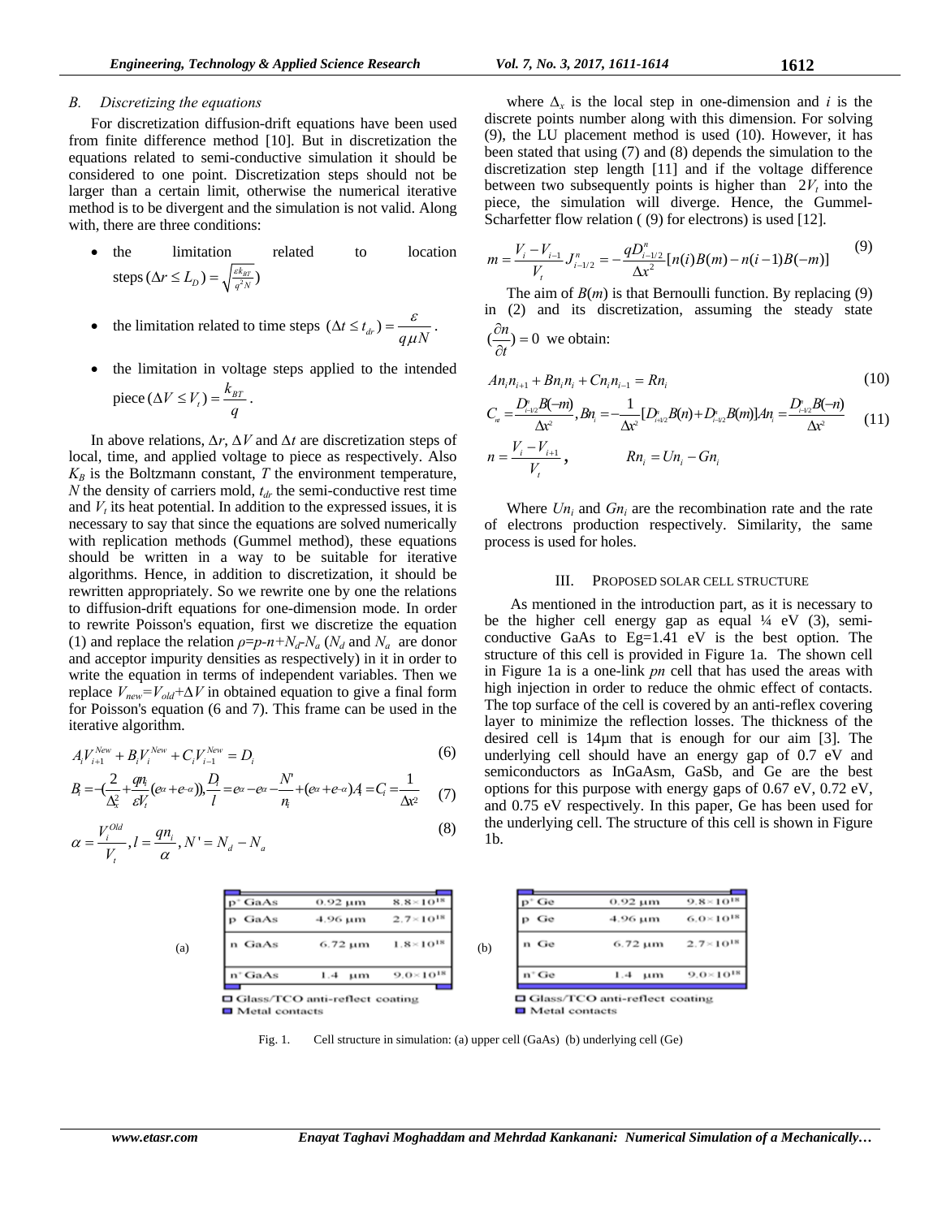### B. Discretizing the equations

For discretization diffusion-drift equations have been used from finite difference method [10]. But in discretization the equations related to semi-conductive simulation it should be considered to one point. Discretization steps should not be larger than a certain limit, otherwise the numerical iterative method is to be divergent and the simulation is not valid. Along with, there are three conditions:

- the limitation related to location steps $(\Delta r \le L_D) = \sqrt{\frac{\varepsilon k_{BT}}{q^2 N}}$
- the limitation related to time steps $(\Delta t \le t_{dr}) = \dfrac{\varepsilon}{q \mu N}$.
- the limitation in voltage steps applied to the intended piece $(\Delta V \le V_t) = \dfrac{k_{BT}}{q}$.

In above relations, $\Delta r$, $\Delta V$ and $\Delta t$ are discretization steps of local, time, and applied voltage to piece as respectively. Also $K_B$ is the Boltzmann constant, $T$ the environment temperature, $N$ the density of carriers mold, $t_{dr}$ the semi-conductive rest time and $V_t$ its heat potential. In addition to the expressed issues, it is necessary to say that since the equations are solved numerically with replication methods (Gummel method), these equations should be written in a way to be suitable for iterative algorithms. Hence, in addition to discretization, it should be rewritten appropriately. So we rewrite one by one the relations to diffusion-drift equations for one-dimension mode. In order to rewrite Poisson's equation, first we discretize the equation (1) and replace the relation $\rho = p - n + N_d - N_a$ ($N_d$ and $N_a$ are donor and acceptor impurity densities as respectively) in it in order to write the equation in terms of independent variables. Then we replace $V_{new} = V_{old} + \Delta V$ in obtained equation to give a final form for Poisson's equation (6 and 7). This frame can be used in the iterative algorithm.

$$A_i V_{i+1}^{New} + B_i V_i^{New} + C_i V_{i-1}^{New} = D_i \tag{6}$$

$$B_i = -\left(\frac{2}{\Delta_x^2} + \frac{q n_i}{\varepsilon V_t}(e^{\alpha} + e^{-\alpha})\right), \frac{D_i}{l} = e^{\alpha} - e^{-\alpha} - \frac{N'}{n_i} + (e^{\alpha} + e^{-\alpha}) A_i = C_i = \frac{1}{\Delta x^2} \tag{7}$$

$$\alpha = \frac{V_i^{Old}}{V_t}, l = \frac{q n_i}{\alpha}, N' = N_d - N_a \tag{8}$$

where $\Delta_x$ is the local step in one-dimension and $i$ is the discrete points number along with this dimension. For solving (9), the LU placement method is used (10). However, it has been stated that using (7) and (8) depends the simulation to the discretization step length [11] and if the voltage difference between two subsequently points is higher than $2V_t$ into the piece, the simulation will diverge. Hence, the Gummel-Scharfetter flow relation ( (9) for electrons) is used [12].

$$m = \frac{V_i - V_{i-1}}{V_t} J_{i-1/2}^n = -\frac{q D_{i-1/2}^n}{\Delta x^2}[n(i)B(m) - n(i-1)B(-m)] \tag{9}$$

The aim of $B(m)$ is that Bernoulli function. By replacing (9) in (2) and its discretization, assuming the steady state $(\frac{\partial n}{\partial t}) = 0$ we obtain:

$$An_i n_{i+1} + Bn_i n_i + Cn_i n_{i-1} = Rn_i \tag{10}$$

$$C_{n i} = \frac{D^n_{i-1/2} B(-m)}{\Delta x^2}, Bn_i = -\frac{1}{\Delta x^2}[D^n_{i+1/2} B(n) + D^n_{i-1/2} B(m)] An_i = \frac{D^n_{i+1/2} B(-n)}{\Delta x^2} \tag{11}$$

$$n = \frac{V_i - V_{i+1}}{V_t}, \qquad Rn_i = Un_i - Gn_i$$

Where $Un_i$ and $Gn_i$ are the recombination rate and the rate of electrons production respectively. Similarity, the same process is used for holes.

## III. Proposed Solar Cell Structure

As mentioned in the introduction part, as it is necessary to be the higher cell energy gap as equal ¼ eV (3), semi-conductive GaAs to Eg=1.41 eV is the best option. The structure of this cell is provided in Figure 1a. The shown cell in Figure 1a is a one-link *pn* cell that has used the areas with high injection in order to reduce the ohmic effect of contacts. The top surface of the cell is covered by an anti-reflex covering layer to minimize the reflection losses. The thickness of the desired cell is 14µm that is enough for our aim [3]. The underlying cell should have an energy gap of 0.7 eV and semiconductors as InGaAsm, GaSb, and Ge are the best options for this purpose with energy gaps of 0.67 eV, 0.72 eV, and 0.75 eV respectively. In this paper, Ge has been used for the underlying cell. The structure of this cell is shown in Figure 1b.

(a)

| Layer | Thickness | Doping |
|---|---|---|
| $p^+$ GaAs | 0.92 µm | $8.8\times10^{18}$ |
| p GaAs | 4.96 µm | $2.7\times10^{18}$ |
| n GaAs | 6.72 µm | $1.8\times10^{18}$ |
| $n^+$ GaAs | 1.4 µm | $9.0\times10^{18}$ |

□ Glass/TCO anti-reflect coating
■ Metal contacts

(b)

| Layer | Thickness | Doping |
|---|---|---|
| $p^+$ Ge | 0.92 µm | $9.8\times10^{18}$ |
| p Ge | 4.96 µm | $6.0\times10^{18}$ |
| n Ge | 6.72 µm | $2.7\times10^{18}$ |
| $n^+$ Ge | 1.4 µm | $9.0\times10^{18}$ |

□ Glass/TCO anti-reflect coating
■ Metal contacts

Fig. 1. Cell structure in simulation: (a) upper cell (GaAs) (b) underlying cell (Ge)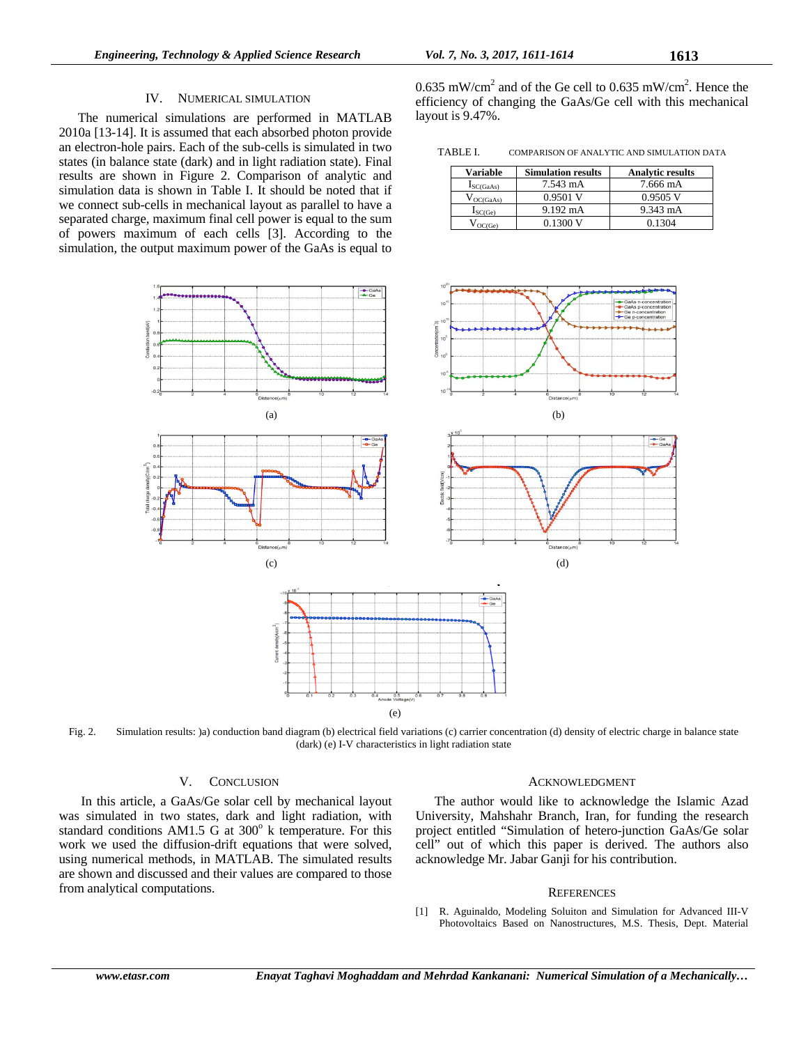## IV. NUMERICAL SIMULATION

The numerical simulations are performed in MATLAB 2010a [13-14]. It is assumed that each absorbed photon provide an electron-hole pairs. Each of the sub-cells is simulated in two states (in balance state (dark) and in light radiation state). Final results are shown in Figure 2. Comparison of analytic and simulation data is shown in Table I. It should be noted that if we connect sub-cells in mechanical layout as parallel to have a separated charge, maximum final cell power is equal to the sum of powers maximum of each cells [3]. According to the simulation, the output maximum power of the GaAs is equal to 0.635 mW/cm$^2$ and of the Ge cell to 0.635 mW/cm$^2$. Hence the efficiency of changing the GaAs/Ge cell with this mechanical layout is 9.47%.

TABLE I. COMPARISON OF ANALYTIC AND SIMULATION DATA

| Variable | Simulation results | Analytic results |
|---|---|---|
| $I_{SC(GaAs)}$ | 7.543 mA | 7.666 mA |
| $V_{OC(GaAs)}$ | 0.9501 V | 0.9505 V |
| $I_{SC(Ge)}$ | 9.192 mA | 9.343 mA |
| $V_{OC(Ge)}$ | 0.1300 V | 0.1304 |

(a)

(b)

(c)

(d)

(e)

Fig. 2. Simulation results: )a) conduction band diagram (b) electrical field variations (c) carrier concentration (d) density of electric charge in balance state (dark) (e) I-V characteristics in light radiation state

## V. CONCLUSION

In this article, a GaAs/Ge solar cell by mechanical layout was simulated in two states, dark and light radiation, with standard conditions AM1.5 G at 300$^o$ k temperature. For this work we used the diffusion-drift equations that were solved, using numerical methods, in MATLAB. The simulated results are shown and discussed and their values are compared to those from analytical computations.

## ACKNOWLEDGMENT

The author would like to acknowledge the Islamic Azad University, Mahshahr Branch, Iran, for funding the research project entitled "Simulation of hetero-junction GaAs/Ge solar cell" out of which this paper is derived. The authors also acknowledge Mr. Jabar Ganji for his contribution.

## REFERENCES

[1] R. Aguinaldo, Modeling Soluiton and Simulation for Advanced III-V Photovoltaics Based on Nanostructures, M.S. Thesis, Dept. Material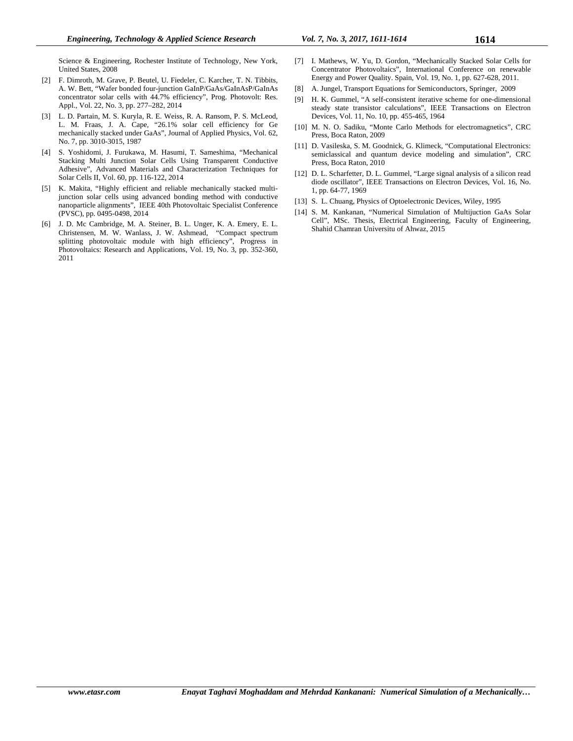Science & Engineering, Rochester Institute of Technology, New York, United States, 2008

[2] F. Dimroth, M. Grave, P. Beutel, U. Fiedeler, C. Karcher, T. N. Tibbits, A. W. Bett, "Wafer bonded four-junction GaInP/GaAs/GaInAsP/GaInAs concentrator solar cells with 44.7% efficiency", Prog. Photovolt: Res. Appl., Vol. 22, No. 3, pp. 277–282, 2014

[3] L. D. Partain, M. S. Kuryla, R. E. Weiss, R. A. Ransom, P. S. McLeod, L. M. Fraas, J. A. Cape, "26.1% solar cell efficiency for Ge mechanically stacked under GaAs", Journal of Applied Physics, Vol. 62, No. 7, pp. 3010-3015, 1987

[4] S. Yoshidomi, J. Furukawa, M. Hasumi, T. Sameshima, "Mechanical Stacking Multi Junction Solar Cells Using Transparent Conductive Adhesive", Advanced Materials and Characterization Techniques for Solar Cells II, Vol. 60, pp. 116-122, 2014

[5] K. Makita, "Highly efficient and reliable mechanically stacked multi-junction solar cells using advanced bonding method with conductive nanoparticle alignments", IEEE 40th Photovoltaic Specialist Conference (PVSC), pp. 0495-0498, 2014

[6] J. D. Mc Cambridge, M. A. Steiner, B. L. Unger, K. A. Emery, E. L. Christensen, M. W. Wanlass, J. W. Ashmead, "Compact spectrum splitting photovoltaic module with high efficiency", Progress in Photovoltaics: Research and Applications, Vol. 19, No. 3, pp. 352-360, 2011

[7] I. Mathews, W. Yu, D. Gordon, "Mechanically Stacked Solar Cells for Concentrator Photovoltaics", International Conference on renewable Energy and Power Quality. Spain, Vol. 19, No. 1, pp. 627-628, 2011.

[8] A. Jungel, Transport Equations for Semiconductors, Springer, 2009

[9] H. K. Gummel, "A self-consistent iterative scheme for one-dimensional steady state transistor calculations", IEEE Transactions on Electron Devices, Vol. 11, No. 10, pp. 455-465, 1964

[10] M. N. O. Sadiku, "Monte Carlo Methods for electromagnetics", CRC Press, Boca Raton, 2009

[11] D. Vasileska, S. M. Goodnick, G. Klimeck, "Computational Electronics: semiclassical and quantum device modeling and simulation", CRC Press, Boca Raton, 2010

[12] D. L. Scharfetter, D. L. Gummel, "Large signal analysis of a silicon read diode oscillator", IEEE Transactions on Electron Devices, Vol. 16, No. 1, pp. 64-77, 1969

[13] S. L. Chuang, Physics of Optoelectronic Devices, Wiley, 1995

[14] S. M. Kankanan, "Numerical Simulation of Multijuction GaAs Solar Cell", MSc. Thesis, Electrical Engineering, Faculty of Engineering, Shahid Chamran Universitu of Ahwaz, 2015